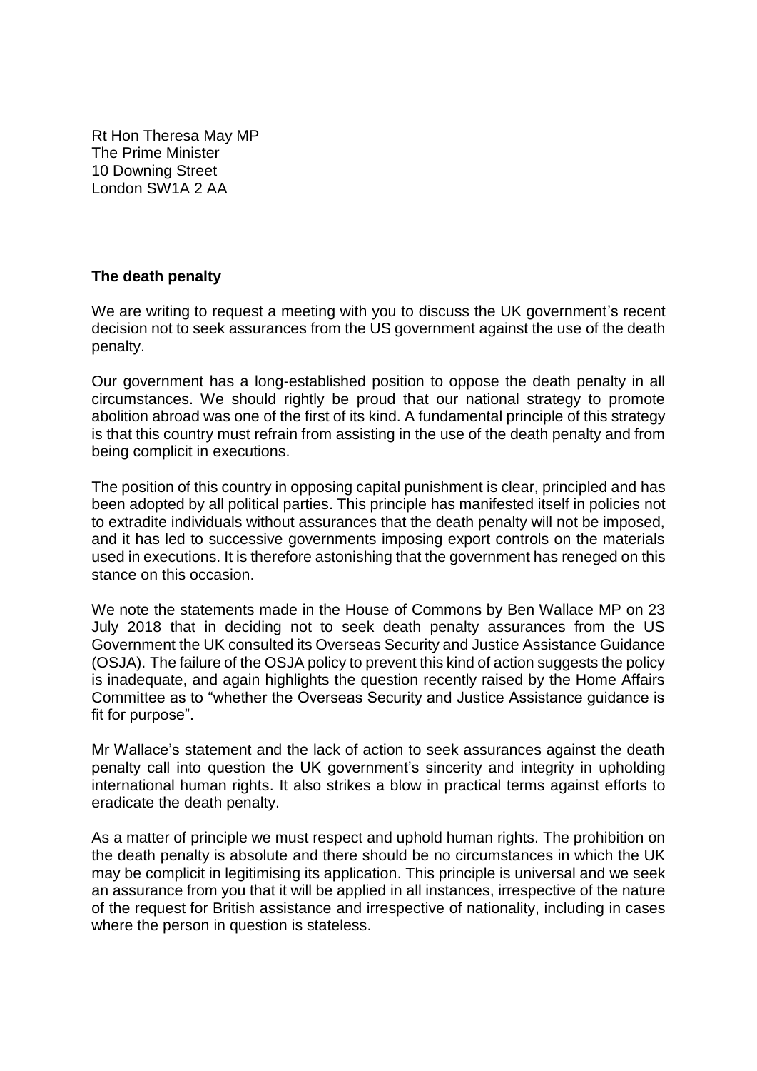Rt Hon Theresa May MP
The Prime Minister
10 Downing Street
London SW1A 2 AA

**The death penalty**

We are writing to request a meeting with you to discuss the UK government's recent decision not to seek assurances from the US government against the use of the death penalty.

Our government has a long-established position to oppose the death penalty in all circumstances. We should rightly be proud that our national strategy to promote abolition abroad was one of the first of its kind. A fundamental principle of this strategy is that this country must refrain from assisting in the use of the death penalty and from being complicit in executions.

The position of this country in opposing capital punishment is clear, principled and has been adopted by all political parties. This principle has manifested itself in policies not to extradite individuals without assurances that the death penalty will not be imposed, and it has led to successive governments imposing export controls on the materials used in executions. It is therefore astonishing that the government has reneged on this stance on this occasion.

We note the statements made in the House of Commons by Ben Wallace MP on 23 July 2018 that in deciding not to seek death penalty assurances from the US Government the UK consulted its Overseas Security and Justice Assistance Guidance (OSJA). The failure of the OSJA policy to prevent this kind of action suggests the policy is inadequate, and again highlights the question recently raised by the Home Affairs Committee as to "whether the Overseas Security and Justice Assistance guidance is fit for purpose".

Mr Wallace's statement and the lack of action to seek assurances against the death penalty call into question the UK government's sincerity and integrity in upholding international human rights. It also strikes a blow in practical terms against efforts to eradicate the death penalty.

As a matter of principle we must respect and uphold human rights. The prohibition on the death penalty is absolute and there should be no circumstances in which the UK may be complicit in legitimising its application. This principle is universal and we seek an assurance from you that it will be applied in all instances, irrespective of the nature of the request for British assistance and irrespective of nationality, including in cases where the person in question is stateless.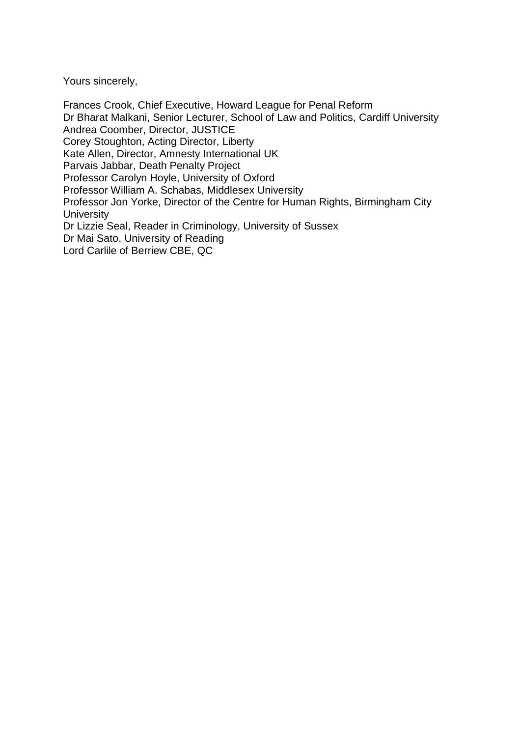Yours sincerely,

Frances Crook, Chief Executive, Howard League for Penal Reform
Dr Bharat Malkani, Senior Lecturer, School of Law and Politics, Cardiff University
Andrea Coomber, Director, JUSTICE
Corey Stoughton, Acting Director, Liberty
Kate Allen, Director, Amnesty International UK
Parvais Jabbar, Death Penalty Project
Professor Carolyn Hoyle, University of Oxford
Professor William A. Schabas, Middlesex University
Professor Jon Yorke, Director of the Centre for Human Rights, Birmingham City University
Dr Lizzie Seal, Reader in Criminology, University of Sussex
Dr Mai Sato, University of Reading
Lord Carlile of Berriew CBE, QC